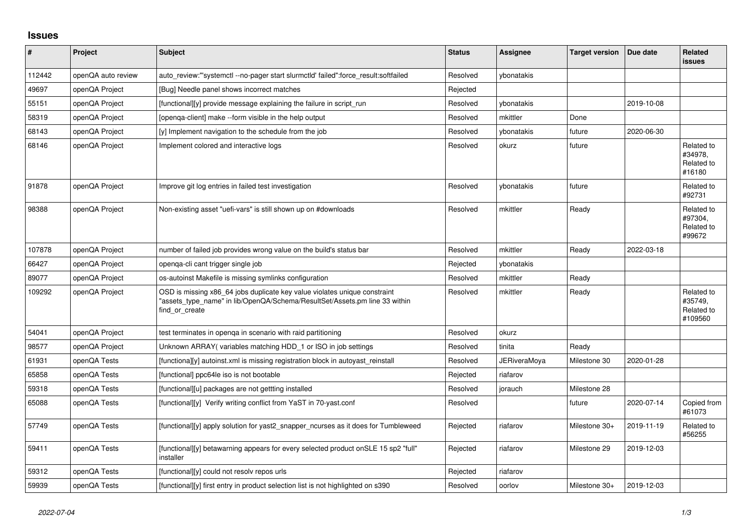## Issues

| # | Project | Subject | Status | Assignee | Target version | Due date | Related issues |
|---|---|---|---|---|---|---|---|
| 112442 | openQA auto review | auto_review:"'systemctl --no-pager start slurmctld' failed":force_result:softfailed | Resolved | ybonatakis | | | |
| 49697 | openQA Project | [Bug] Needle panel shows incorrect matches | Rejected | | | | |
| 55151 | openQA Project | [functional][y] provide message explaining the failure in script_run | Resolved | ybonatakis | | 2019-10-08 | |
| 58319 | openQA Project | [openqa-client] make --form visible in the help output | Resolved | mkittler | Done | | |
| 68143 | openQA Project | [y] Implement navigation to the schedule from the job | Resolved | ybonatakis | future | 2020-06-30 | |
| 68146 | openQA Project | Implement colored and interactive logs | Resolved | okurz | future | | Related to #34978, Related to #16180 |
| 91878 | openQA Project | Improve git log entries in failed test investigation | Resolved | ybonatakis | future | | Related to #92731 |
| 98388 | openQA Project | Non-existing asset "uefi-vars" is still shown up on #downloads | Resolved | mkittler | Ready | | Related to #97304, Related to #99672 |
| 107878 | openQA Project | number of failed job provides wrong value on the build's status bar | Resolved | mkittler | Ready | 2022-03-18 | |
| 66427 | openQA Project | openqa-cli cant trigger single job | Rejected | ybonatakis | | | |
| 89077 | openQA Project | os-autoinst Makefile is missing symlinks configuration | Resolved | mkittler | Ready | | |
| 109292 | openQA Project | OSD is missing x86_64 jobs duplicate key value violates unique constraint "assets_type_name" in lib/OpenQA/Schema/ResultSet/Assets.pm line 33 within find_or_create | Resolved | mkittler | Ready | | Related to #35749, Related to #109560 |
| 54041 | openQA Project | test terminates in openqa in scenario with raid partitioning | Resolved | okurz | | | |
| 98577 | openQA Project | Unknown ARRAY( variables matching HDD_1 or ISO in job settings | Resolved | tinita | Ready | | |
| 61931 | openQA Tests | [functiona][y] autoinst.xml is missing registration block in autoyast_reinstall | Resolved | JERiveraMoya | Milestone 30 | 2020-01-28 | |
| 65858 | openQA Tests | [functional] ppc64le iso is not bootable | Rejected | riafarov | | | |
| 59318 | openQA Tests | [functional][u] packages are not gettting installed | Resolved | jorauch | Milestone 28 | | |
| 65088 | openQA Tests | [functional][y] Verify writing conflict from YaST in 70-yast.conf | Resolved | | future | 2020-07-14 | Copied from #61073 |
| 57749 | openQA Tests | [functional][y] apply solution for yast2_snapper_ncurses as it does for Tumbleweed | Rejected | riafarov | Milestone 30+ | 2019-11-19 | Related to #56255 |
| 59411 | openQA Tests | [functional][y] betawarning appears for every selected product onSLE 15 sp2 "full" installer | Rejected | riafarov | Milestone 29 | 2019-12-03 | |
| 59312 | openQA Tests | [functional][y] could not resolv repos urls | Rejected | riafarov | | | |
| 59939 | openQA Tests | [functional][y] first entry in product selection list is not highlighted on s390 | Resolved | oorlov | Milestone 30+ | 2019-12-03 | |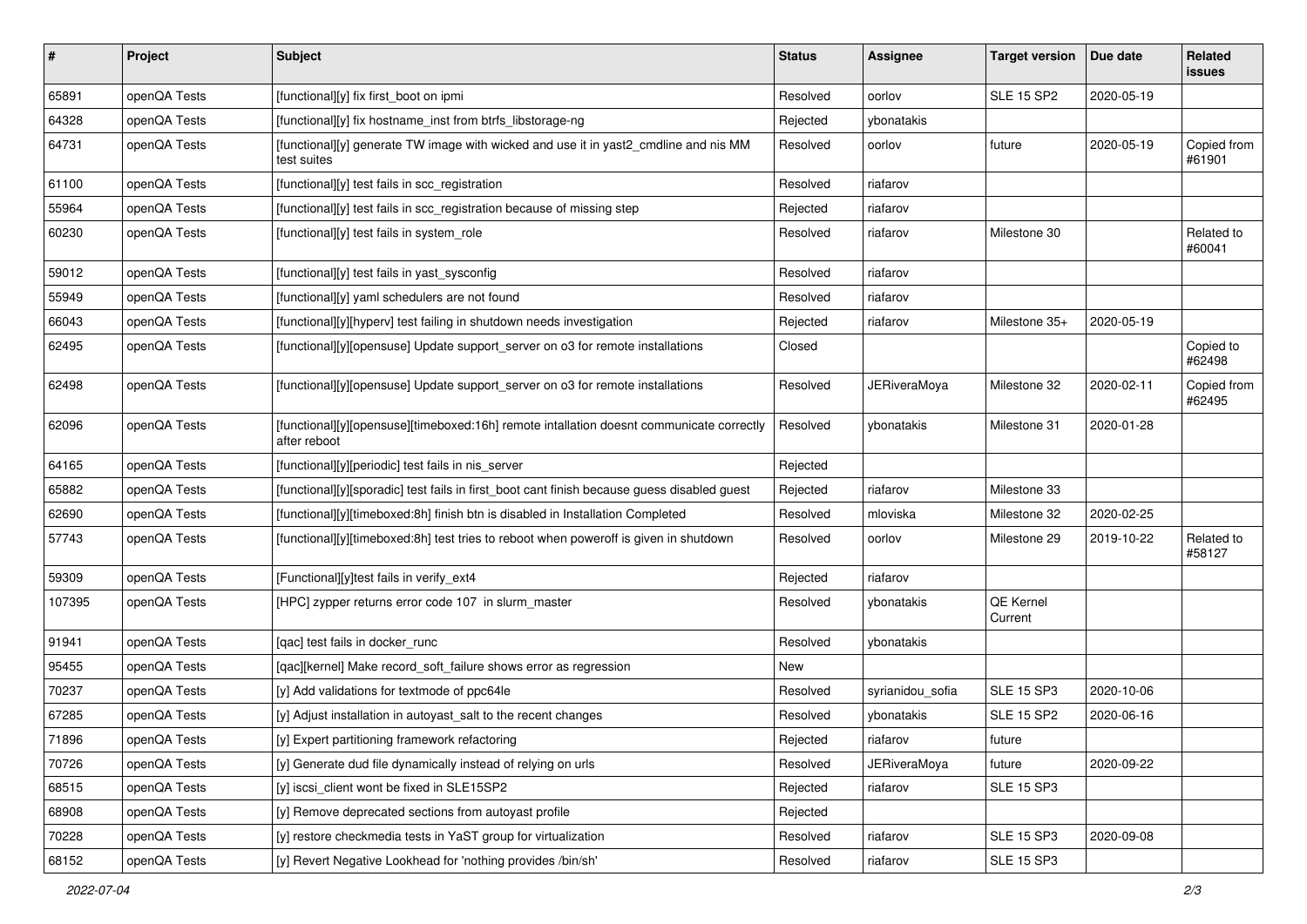| # | Project | Subject | Status | Assignee | Target version | Due date | Related issues |
|---|---|---|---|---|---|---|---|
| 65891 | openQA Tests | [functional][y] fix first_boot on ipmi | Resolved | oorlov | SLE 15 SP2 | 2020-05-19 | |
| 64328 | openQA Tests | [functional][y] fix hostname_inst from btrfs_libstorage-ng | Rejected | ybonatakis | | | |
| 64731 | openQA Tests | [functional][y] generate TW image with wicked and use it in yast2_cmdline and nis MM test suites | Resolved | oorlov | future | 2020-05-19 | Copied from #61901 |
| 61100 | openQA Tests | [functional][y] test fails in scc_registration | Resolved | riafarov | | | |
| 55964 | openQA Tests | [functional][y] test fails in scc_registration because of missing step | Rejected | riafarov | | | |
| 60230 | openQA Tests | [functional][y] test fails in system_role | Resolved | riafarov | Milestone 30 | | Related to #60041 |
| 59012 | openQA Tests | [functional][y] test fails in yast_sysconfig | Resolved | riafarov | | | |
| 55949 | openQA Tests | [functional][y] yaml schedulers are not found | Resolved | riafarov | | | |
| 66043 | openQA Tests | [functional][y][hyperv] test failing in shutdown needs investigation | Rejected | riafarov | Milestone 35+ | 2020-05-19 | |
| 62495 | openQA Tests | [functional][y][opensuse] Update support_server on o3 for remote installations | Closed | | | | Copied to #62498 |
| 62498 | openQA Tests | [functional][y][opensuse] Update support_server on o3 for remote installations | Resolved | JERiveraMoya | Milestone 32 | 2020-02-11 | Copied from #62495 |
| 62096 | openQA Tests | [functional][y][opensuse][timeboxed:16h] remote intallation doesnt communicate correctly after reboot | Resolved | ybonatakis | Milestone 31 | 2020-01-28 | |
| 64165 | openQA Tests | [functional][y][periodic] test fails in nis_server | Rejected | | | | |
| 65882 | openQA Tests | [functional][y][sporadic] test fails in first_boot cant finish because guess disabled guest | Rejected | riafarov | Milestone 33 | | |
| 62690 | openQA Tests | [functional][y][timeboxed:8h] finish btn is disabled in Installation Completed | Resolved | mloviska | Milestone 32 | 2020-02-25 | |
| 57743 | openQA Tests | [functional][y][timeboxed:8h] test tries to reboot when poweroff is given in shutdown | Resolved | oorlov | Milestone 29 | 2019-10-22 | Related to #58127 |
| 59309 | openQA Tests | [Functional][y]test fails in verify_ext4 | Rejected | riafarov | | | |
| 107395 | openQA Tests | [HPC] zypper returns error code 107 in slurm_master | Resolved | ybonatakis | QE Kernel Current | | |
| 91941 | openQA Tests | [qac] test fails in docker_runc | Resolved | ybonatakis | | | |
| 95455 | openQA Tests | [qac][kernel] Make record_soft_failure shows error as regression | New | | | | |
| 70237 | openQA Tests | [y] Add validations for textmode of ppc64le | Resolved | syrianidou_sofia | SLE 15 SP3 | 2020-10-06 | |
| 67285 | openQA Tests | [y] Adjust installation in autoyast_salt to the recent changes | Resolved | ybonatakis | SLE 15 SP2 | 2020-06-16 | |
| 71896 | openQA Tests | [y] Expert partitioning framework refactoring | Rejected | riafarov | future | | |
| 70726 | openQA Tests | [y] Generate dud file dynamically instead of relying on urls | Resolved | JERiveraMoya | future | 2020-09-22 | |
| 68515 | openQA Tests | [y] iscsi_client wont be fixed in SLE15SP2 | Rejected | riafarov | SLE 15 SP3 | | |
| 68908 | openQA Tests | [y] Remove deprecated sections from autoyast profile | Rejected | | | | |
| 70228 | openQA Tests | [y] restore checkmedia tests in YaST group for virtualization | Resolved | riafarov | SLE 15 SP3 | 2020-09-08 | |
| 68152 | openQA Tests | [y] Revert Negative Lookhead for 'nothing provides /bin/sh' | Resolved | riafarov | SLE 15 SP3 | | |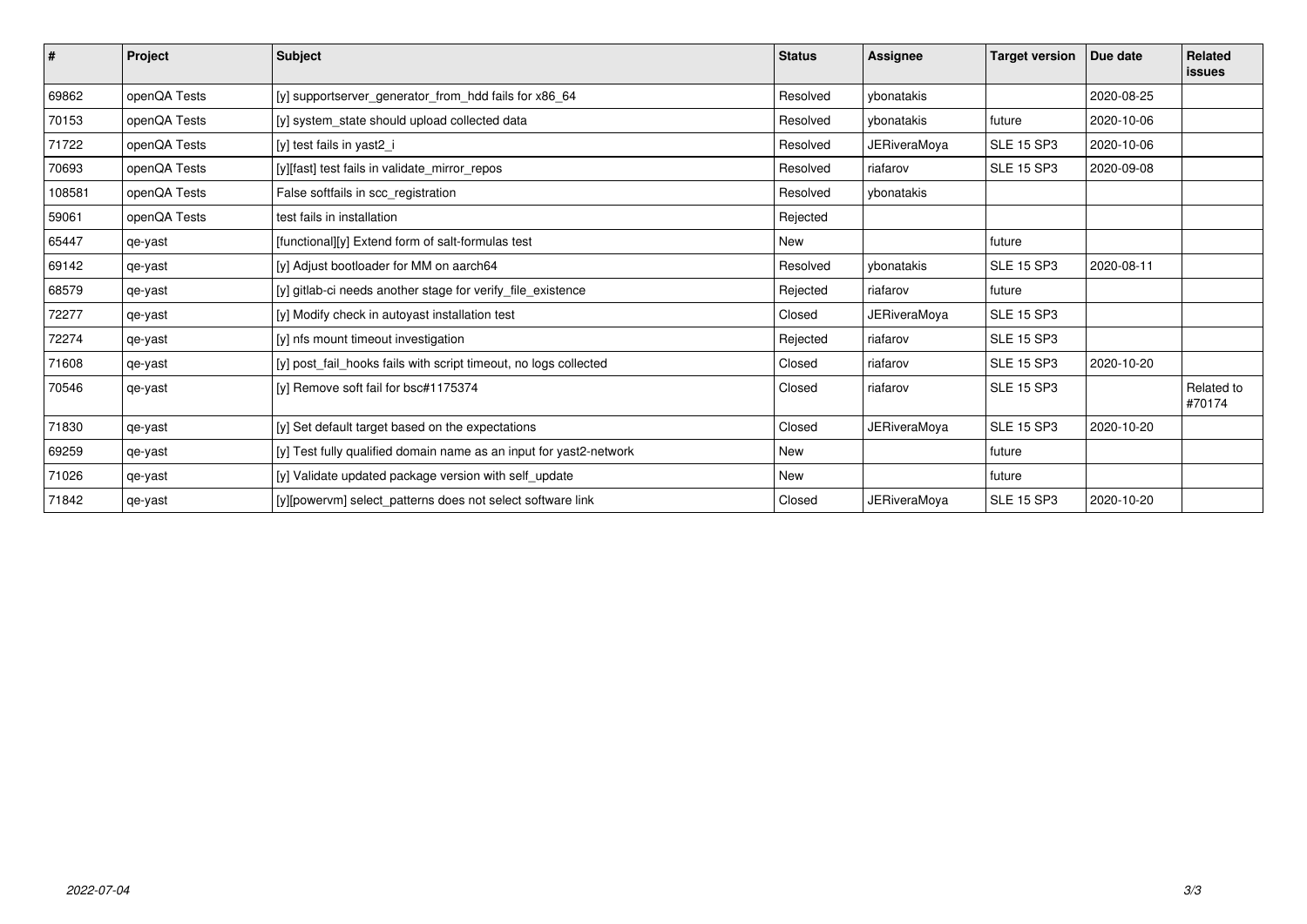| # | Project | Subject | Status | Assignee | Target version | Due date | Related issues |
|---|---|---|---|---|---|---|---|
| 69862 | openQA Tests | [y] supportserver_generator_from_hdd fails for x86_64 | Resolved | ybonatakis | | 2020-08-25 | |
| 70153 | openQA Tests | [y] system_state should upload collected data | Resolved | ybonatakis | future | 2020-10-06 | |
| 71722 | openQA Tests | [y] test fails in yast2_i | Resolved | JERiveraMoya | SLE 15 SP3 | 2020-10-06 | |
| 70693 | openQA Tests | [y][fast] test fails in validate_mirror_repos | Resolved | riafarov | SLE 15 SP3 | 2020-09-08 | |
| 108581 | openQA Tests | False softfails in scc_registration | Resolved | ybonatakis | | | |
| 59061 | openQA Tests | test fails in installation | Rejected | | | | |
| 65447 | qe-yast | [functional][y] Extend form of salt-formulas test | New | | future | | |
| 69142 | qe-yast | [y] Adjust bootloader for MM on aarch64 | Resolved | ybonatakis | SLE 15 SP3 | 2020-08-11 | |
| 68579 | qe-yast | [y] gitlab-ci needs another stage for verify_file_existence | Rejected | riafarov | future | | |
| 72277 | qe-yast | [y] Modify check in autoyast installation test | Closed | JERiveraMoya | SLE 15 SP3 | | |
| 72274 | qe-yast | [y] nfs mount timeout investigation | Rejected | riafarov | SLE 15 SP3 | | |
| 71608 | qe-yast | [y] post_fail_hooks fails with script timeout, no logs collected | Closed | riafarov | SLE 15 SP3 | 2020-10-20 | |
| 70546 | qe-yast | [y] Remove soft fail for bsc#1175374 | Closed | riafarov | SLE 15 SP3 | | Related to #70174 |
| 71830 | qe-yast | [y] Set default target based on the expectations | Closed | JERiveraMoya | SLE 15 SP3 | 2020-10-20 | |
| 69259 | qe-yast | [y] Test fully qualified domain name as an input for yast2-network | New | | future | | |
| 71026 | qe-yast | [y] Validate updated package version with self_update | New | | future | | |
| 71842 | qe-yast | [y][powervm] select_patterns does not select software link | Closed | JERiveraMoya | SLE 15 SP3 | 2020-10-20 | |